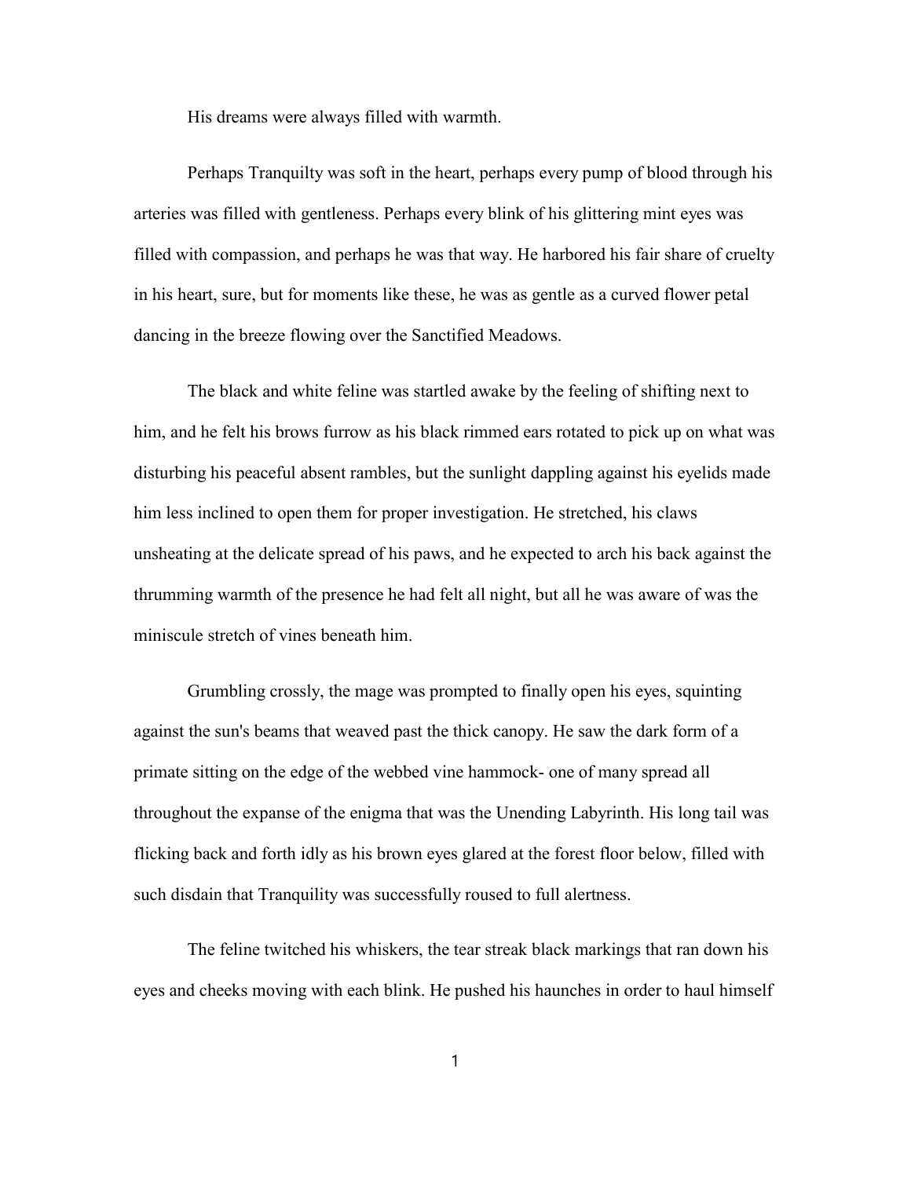His dreams were always filled with warmth.

Perhaps Tranquilty was soft in the heart, perhaps every pump of blood through his arteries was filled with gentleness. Perhaps every blink of his glittering mint eyes was filled with compassion, and perhaps he was that way. He harbored his fair share of cruelty in his heart, sure, but for moments like these, he was as gentle as a curved flower petal dancing in the breeze flowing over the Sanctified Meadows.

The black and white feline was startled awake by the feeling of shifting next to him, and he felt his brows furrow as his black rimmed ears rotated to pick up on what was disturbing his peaceful absent rambles, but the sunlight dappling against his eyelids made him less inclined to open them for proper investigation. He stretched, his claws unsheating at the delicate spread of his paws, and he expected to arch his back against the thrumming warmth of the presence he had felt all night, but all he was aware of was the miniscule stretch of vines beneath him.

Grumbling crossly, the mage was prompted to finally open his eyes, squinting against the sun's beams that weaved past the thick canopy. He saw the dark form of a primate sitting on the edge of the webbed vine hammock- one of many spread all throughout the expanse of the enigma that was the Unending Labyrinth. His long tail was flicking back and forth idly as his brown eyes glared at the forest floor below, filled with such disdain that Tranquility was successfully roused to full alertness.

The feline twitched his whiskers, the tear streak black markings that ran down his eyes and cheeks moving with each blink. He pushed his haunches in order to haul himself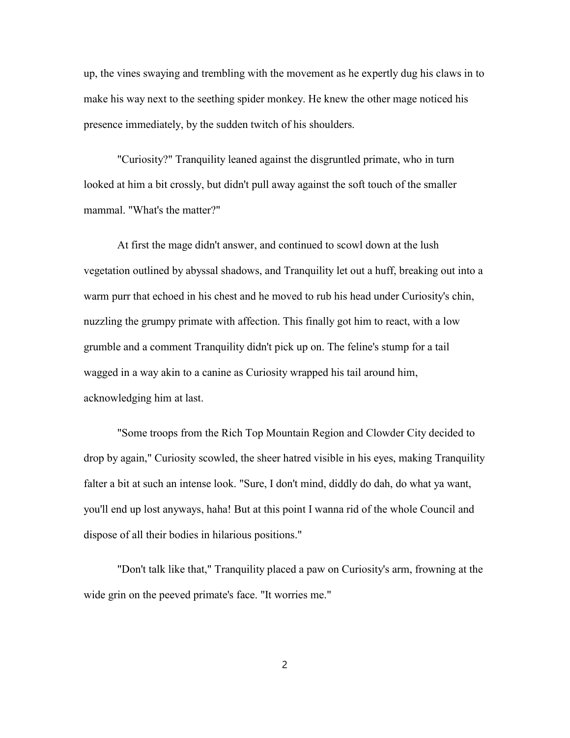up, the vines swaying and trembling with the movement as he expertly dug his claws in to make his way next to the seething spider monkey. He knew the other mage noticed his presence immediately, by the sudden twitch of his shoulders.

"Curiosity?" Tranquility leaned against the disgruntled primate, who in turn looked at him a bit crossly, but didn't pull away against the soft touch of the smaller mammal. "What's the matter?"

At first the mage didn't answer, and continued to scowl down at the lush vegetation outlined by abyssal shadows, and Tranquility let out a huff, breaking out into a warm purr that echoed in his chest and he moved to rub his head under Curiosity's chin, nuzzling the grumpy primate with affection. This finally got him to react, with a low grumble and a comment Tranquility didn't pick up on. The feline's stump for a tail wagged in a way akin to a canine as Curiosity wrapped his tail around him, acknowledging him at last.

"Some troops from the Rich Top Mountain Region and Clowder City decided to drop by again," Curiosity scowled, the sheer hatred visible in his eyes, making Tranquility falter a bit at such an intense look. "Sure, I don't mind, diddly do dah, do what ya want, you'll end up lost anyways, haha! But at this point I wanna rid of the whole Council and dispose of all their bodies in hilarious positions."

"Don't talk like that," Tranquility placed a paw on Curiosity's arm, frowning at the wide grin on the peeved primate's face. "It worries me."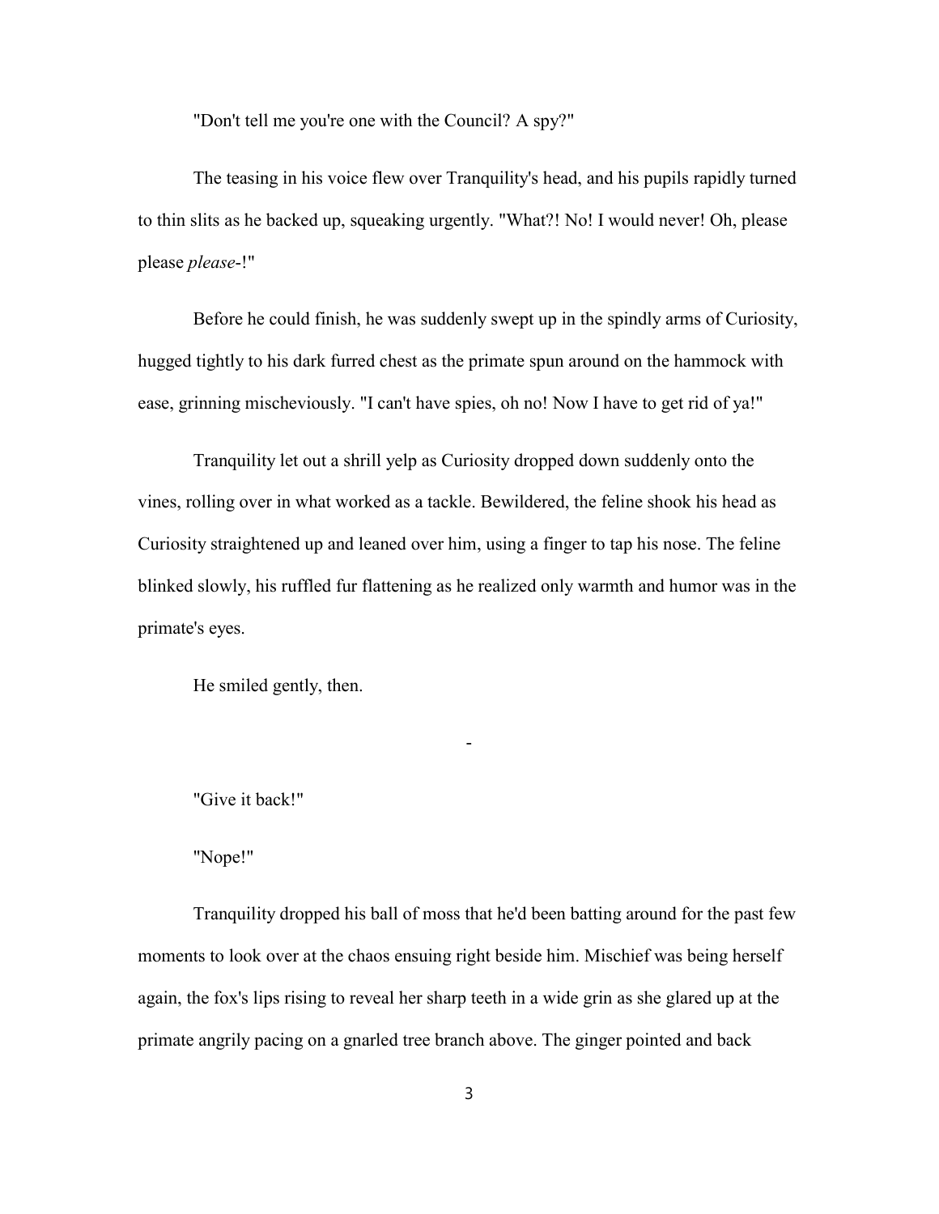"Don't tell me you're one with the Council? A spy?"

The teasing in his voice flew over Tranquility's head, and his pupils rapidly turned to thin slits as he backed up, squeaking urgently. "What?! No! I would never! Oh, please please *please*-!"

Before he could finish, he was suddenly swept up in the spindly arms of Curiosity, hugged tightly to his dark furred chest as the primate spun around on the hammock with ease, grinning mischeviously. "I can't have spies, oh no! Now I have to get rid of ya!"

Tranquility let out a shrill yelp as Curiosity dropped down suddenly onto the vines, rolling over in what worked as a tackle. Bewildered, the feline shook his head as Curiosity straightened up and leaned over him, using a finger to tap his nose. The feline blinked slowly, his ruffled fur flattening as he realized only warmth and humor was in the primate's eyes.

He smiled gently, then.

-

"Give it back!"

"Nope!"

Tranquility dropped his ball of moss that he'd been batting around for the past few moments to look over at the chaos ensuing right beside him. Mischief was being herself again, the fox's lips rising to reveal her sharp teeth in a wide grin as she glared up at the primate angrily pacing on a gnarled tree branch above. The ginger pointed and back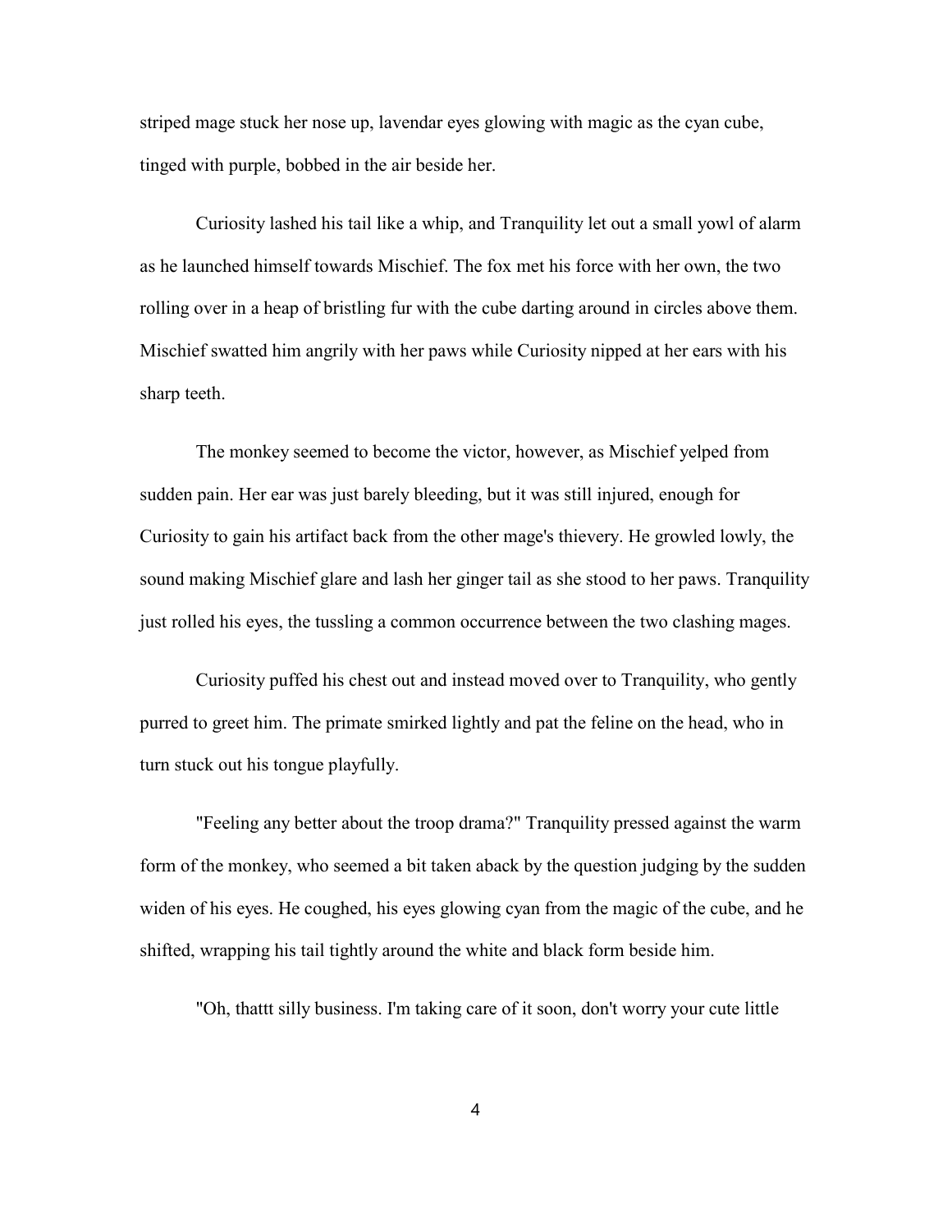striped mage stuck her nose up, lavendar eyes glowing with magic as the cyan cube, tinged with purple, bobbed in the air beside her.

Curiosity lashed his tail like a whip, and Tranquility let out a small yowl of alarm as he launched himself towards Mischief. The fox met his force with her own, the two rolling over in a heap of bristling fur with the cube darting around in circles above them. Mischief swatted him angrily with her paws while Curiosity nipped at her ears with his sharp teeth.

The monkey seemed to become the victor, however, as Mischief yelped from sudden pain. Her ear was just barely bleeding, but it was still injured, enough for Curiosity to gain his artifact back from the other mage's thievery. He growled lowly, the sound making Mischief glare and lash her ginger tail as she stood to her paws. Tranquility just rolled his eyes, the tussling a common occurrence between the two clashing mages.

Curiosity puffed his chest out and instead moved over to Tranquility, who gently purred to greet him. The primate smirked lightly and pat the feline on the head, who in turn stuck out his tongue playfully.

"Feeling any better about the troop drama?" Tranquility pressed against the warm form of the monkey, who seemed a bit taken aback by the question judging by the sudden widen of his eyes. He coughed, his eyes glowing cyan from the magic of the cube, and he shifted, wrapping his tail tightly around the white and black form beside him.

"Oh, thattt silly business. I'm taking care of it soon, don't worry your cute little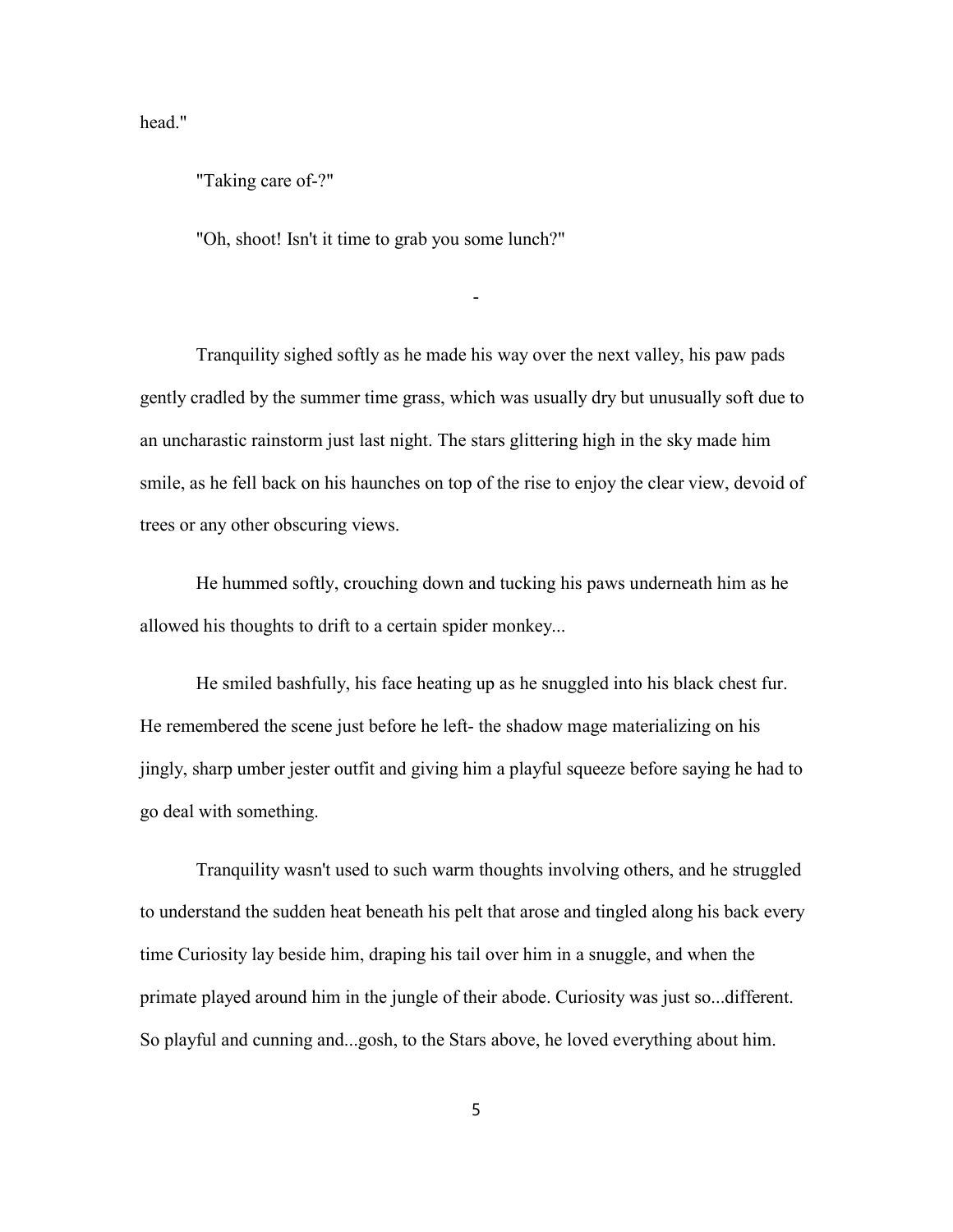head."

"Taking care of-?"

"Oh, shoot! Isn't it time to grab you some lunch?"

-

Tranquility sighed softly as he made his way over the next valley, his paw pads gently cradled by the summer time grass, which was usually dry but unusually soft due to an uncharastic rainstorm just last night. The stars glittering high in the sky made him smile, as he fell back on his haunches on top of the rise to enjoy the clear view, devoid of trees or any other obscuring views.

He hummed softly, crouching down and tucking his paws underneath him as he allowed his thoughts to drift to a certain spider monkey...

He smiled bashfully, his face heating up as he snuggled into his black chest fur. He remembered the scene just before he left- the shadow mage materializing on his jingly, sharp umber jester outfit and giving him a playful squeeze before saying he had to go deal with something.

Tranquility wasn't used to such warm thoughts involving others, and he struggled to understand the sudden heat beneath his pelt that arose and tingled along his back every time Curiosity lay beside him, draping his tail over him in a snuggle, and when the primate played around him in the jungle of their abode. Curiosity was just so...different. So playful and cunning and...gosh, to the Stars above, he loved everything about him.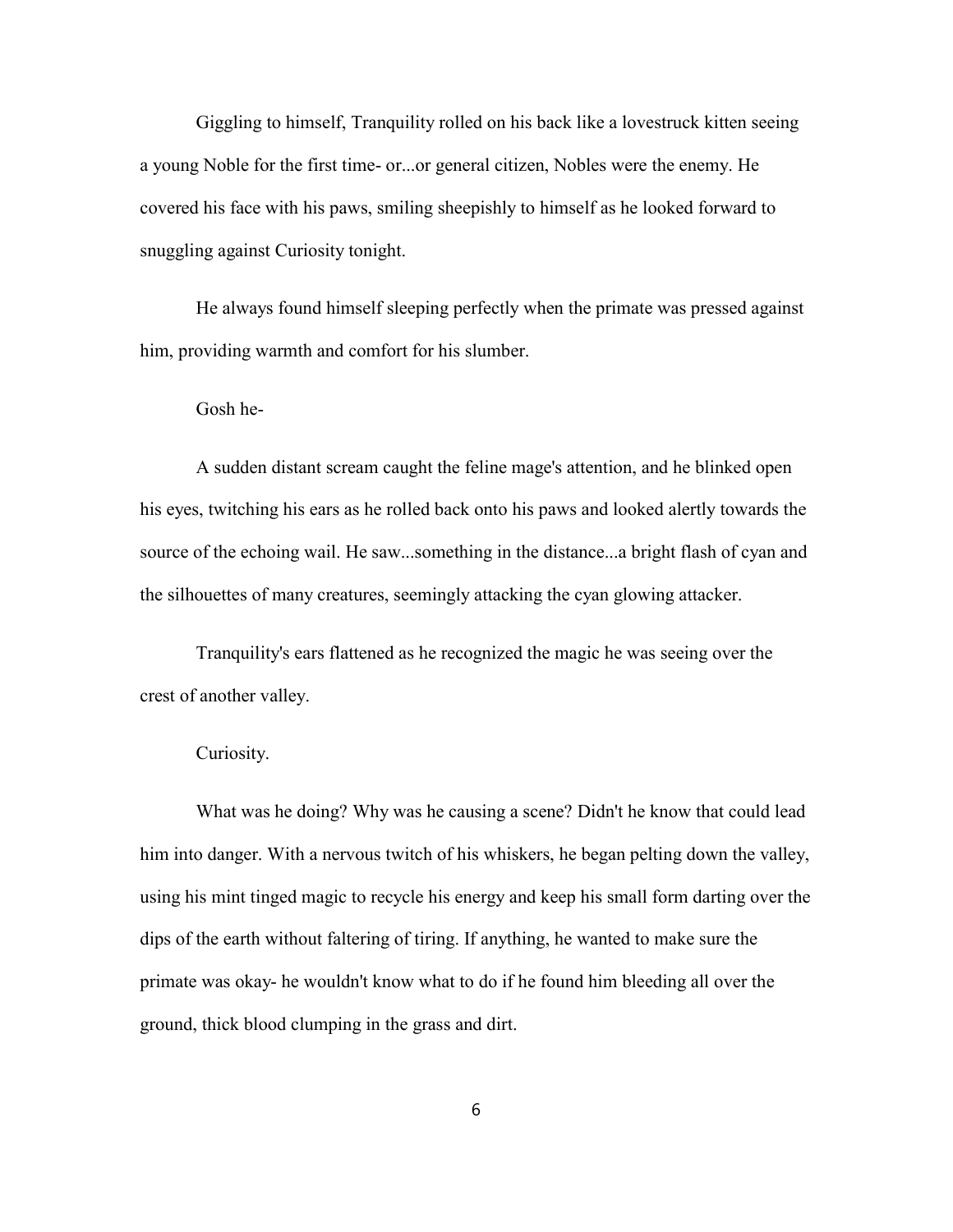Giggling to himself, Tranquility rolled on his back like a lovestruck kitten seeing a young Noble for the first time- or...or general citizen, Nobles were the enemy. He covered his face with his paws, smiling sheepishly to himself as he looked forward to snuggling against Curiosity tonight.

He always found himself sleeping perfectly when the primate was pressed against him, providing warmth and comfort for his slumber.

Gosh he-

A sudden distant scream caught the feline mage's attention, and he blinked open his eyes, twitching his ears as he rolled back onto his paws and looked alertly towards the source of the echoing wail. He saw...something in the distance...a bright flash of cyan and the silhouettes of many creatures, seemingly attacking the cyan glowing attacker.

Tranquility's ears flattened as he recognized the magic he was seeing over the crest of another valley.

Curiosity.

What was he doing? Why was he causing a scene? Didn't he know that could lead him into danger. With a nervous twitch of his whiskers, he began pelting down the valley, using his mint tinged magic to recycle his energy and keep his small form darting over the dips of the earth without faltering of tiring. If anything, he wanted to make sure the primate was okay- he wouldn't know what to do if he found him bleeding all over the ground, thick blood clumping in the grass and dirt.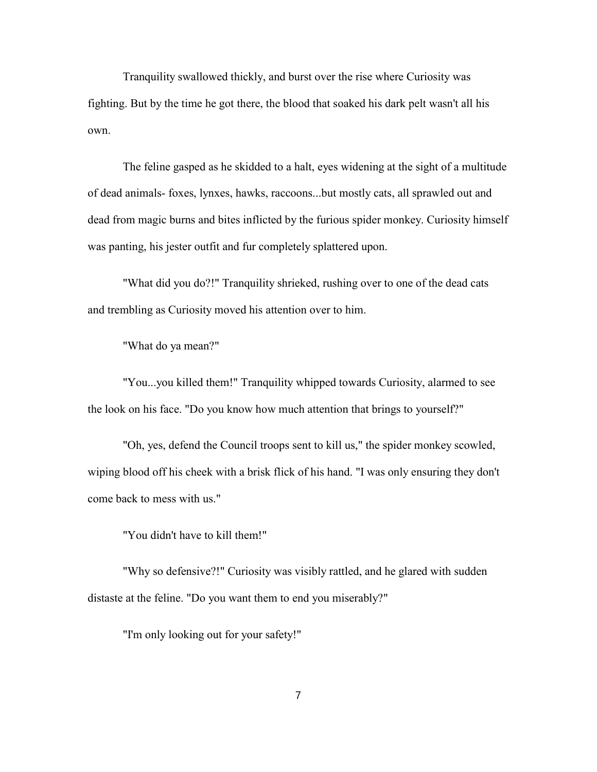Tranquility swallowed thickly, and burst over the rise where Curiosity was fighting. But by the time he got there, the blood that soaked his dark pelt wasn't all his own.

The feline gasped as he skidded to a halt, eyes widening at the sight of a multitude of dead animals- foxes, lynxes, hawks, raccoons...but mostly cats, all sprawled out and dead from magic burns and bites inflicted by the furious spider monkey. Curiosity himself was panting, his jester outfit and fur completely splattered upon.

"What did you do?!" Tranquility shrieked, rushing over to one of the dead cats and trembling as Curiosity moved his attention over to him.

"What do ya mean?"

"You...you killed them!" Tranquility whipped towards Curiosity, alarmed to see the look on his face. "Do you know how much attention that brings to yourself?"

"Oh, yes, defend the Council troops sent to kill us," the spider monkey scowled, wiping blood off his cheek with a brisk flick of his hand. "I was only ensuring they don't come back to mess with us."

"You didn't have to kill them!"

"Why so defensive?!" Curiosity was visibly rattled, and he glared with sudden distaste at the feline. "Do you want them to end you miserably?"

"I'm only looking out for your safety!"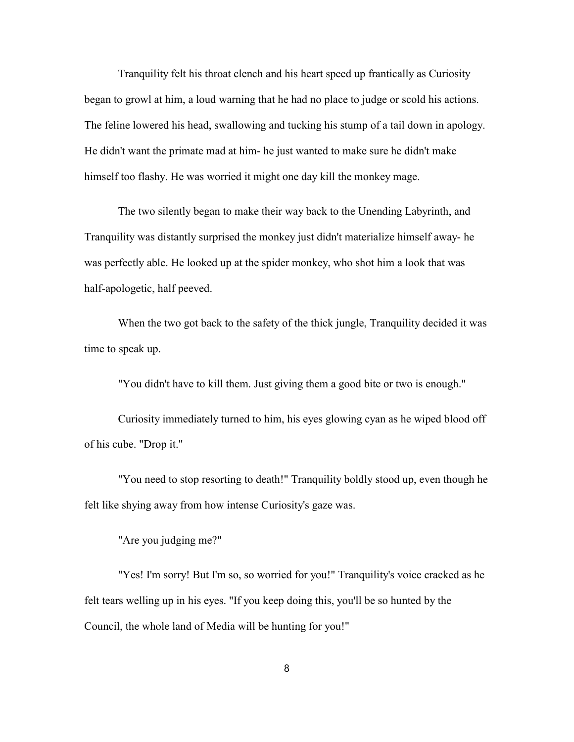Tranquility felt his throat clench and his heart speed up frantically as Curiosity began to growl at him, a loud warning that he had no place to judge or scold his actions. The feline lowered his head, swallowing and tucking his stump of a tail down in apology. He didn't want the primate mad at him- he just wanted to make sure he didn't make himself too flashy. He was worried it might one day kill the monkey mage.

The two silently began to make their way back to the Unending Labyrinth, and Tranquility was distantly surprised the monkey just didn't materialize himself away- he was perfectly able. He looked up at the spider monkey, who shot him a look that was half-apologetic, half peeved.

When the two got back to the safety of the thick jungle, Tranquility decided it was time to speak up.

"You didn't have to kill them. Just giving them a good bite or two is enough."

Curiosity immediately turned to him, his eyes glowing cyan as he wiped blood off of his cube. "Drop it."

"You need to stop resorting to death!" Tranquility boldly stood up, even though he felt like shying away from how intense Curiosity's gaze was.

"Are you judging me?"

"Yes! I'm sorry! But I'm so, so worried for you!" Tranquility's voice cracked as he felt tears welling up in his eyes. "If you keep doing this, you'll be so hunted by the Council, the whole land of Media will be hunting for you!"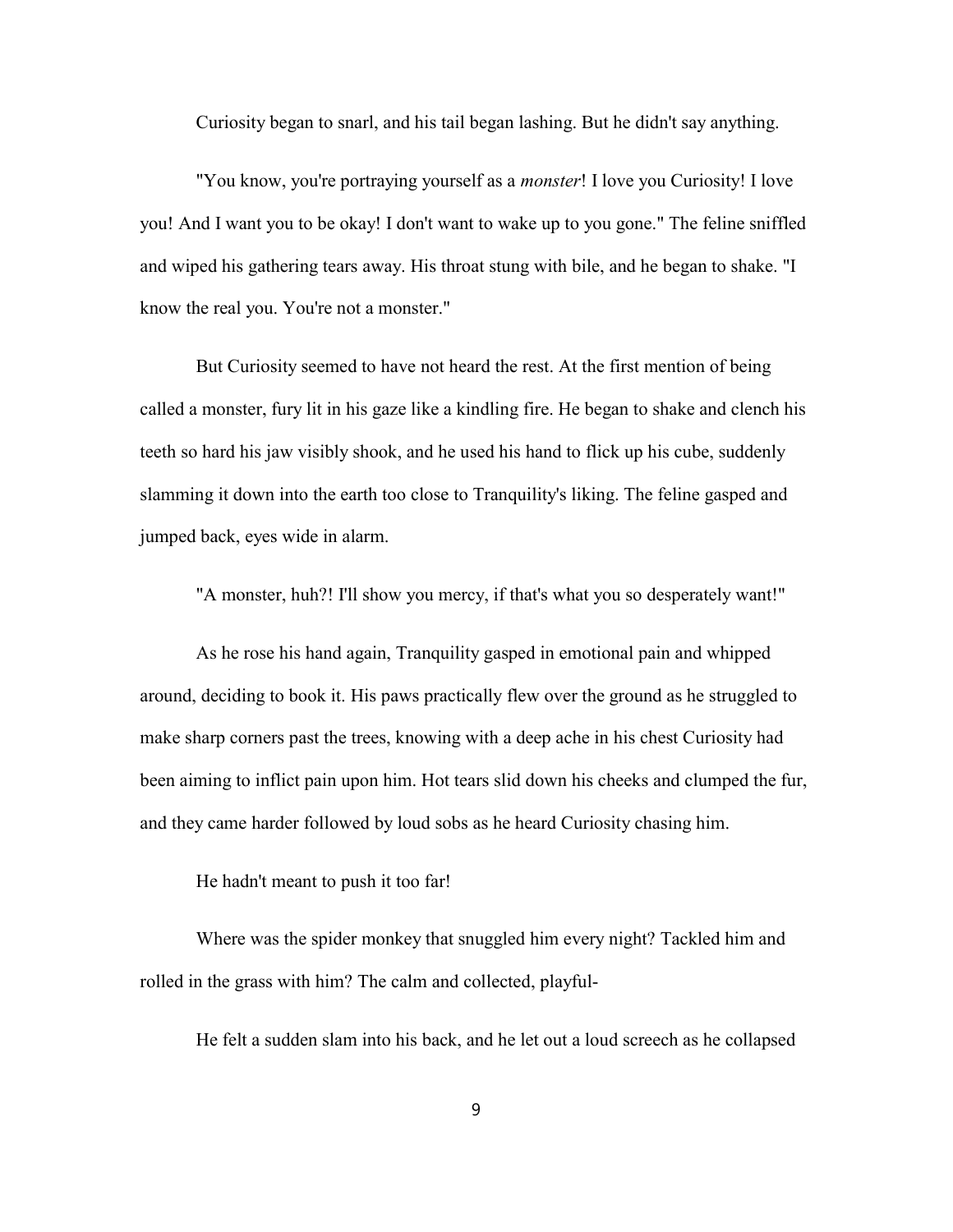Curiosity began to snarl, and his tail began lashing. But he didn't say anything.

"You know, you're portraying yourself as a *monster*! I love you Curiosity! I love you! And I want you to be okay! I don't want to wake up to you gone." The feline sniffled and wiped his gathering tears away. His throat stung with bile, and he began to shake. "I know the real you. You're not a monster."

But Curiosity seemed to have not heard the rest. At the first mention of being called a monster, fury lit in his gaze like a kindling fire. He began to shake and clench his teeth so hard his jaw visibly shook, and he used his hand to flick up his cube, suddenly slamming it down into the earth too close to Tranquility's liking. The feline gasped and jumped back, eyes wide in alarm.

"A monster, huh?! I'll show you mercy, if that's what you so desperately want!"

As he rose his hand again, Tranquility gasped in emotional pain and whipped around, deciding to book it. His paws practically flew over the ground as he struggled to make sharp corners past the trees, knowing with a deep ache in his chest Curiosity had been aiming to inflict pain upon him. Hot tears slid down his cheeks and clumped the fur, and they came harder followed by loud sobs as he heard Curiosity chasing him.

He hadn't meant to push it too far!

Where was the spider monkey that snuggled him every night? Tackled him and rolled in the grass with him? The calm and collected, playful-

He felt a sudden slam into his back, and he let out a loud screech as he collapsed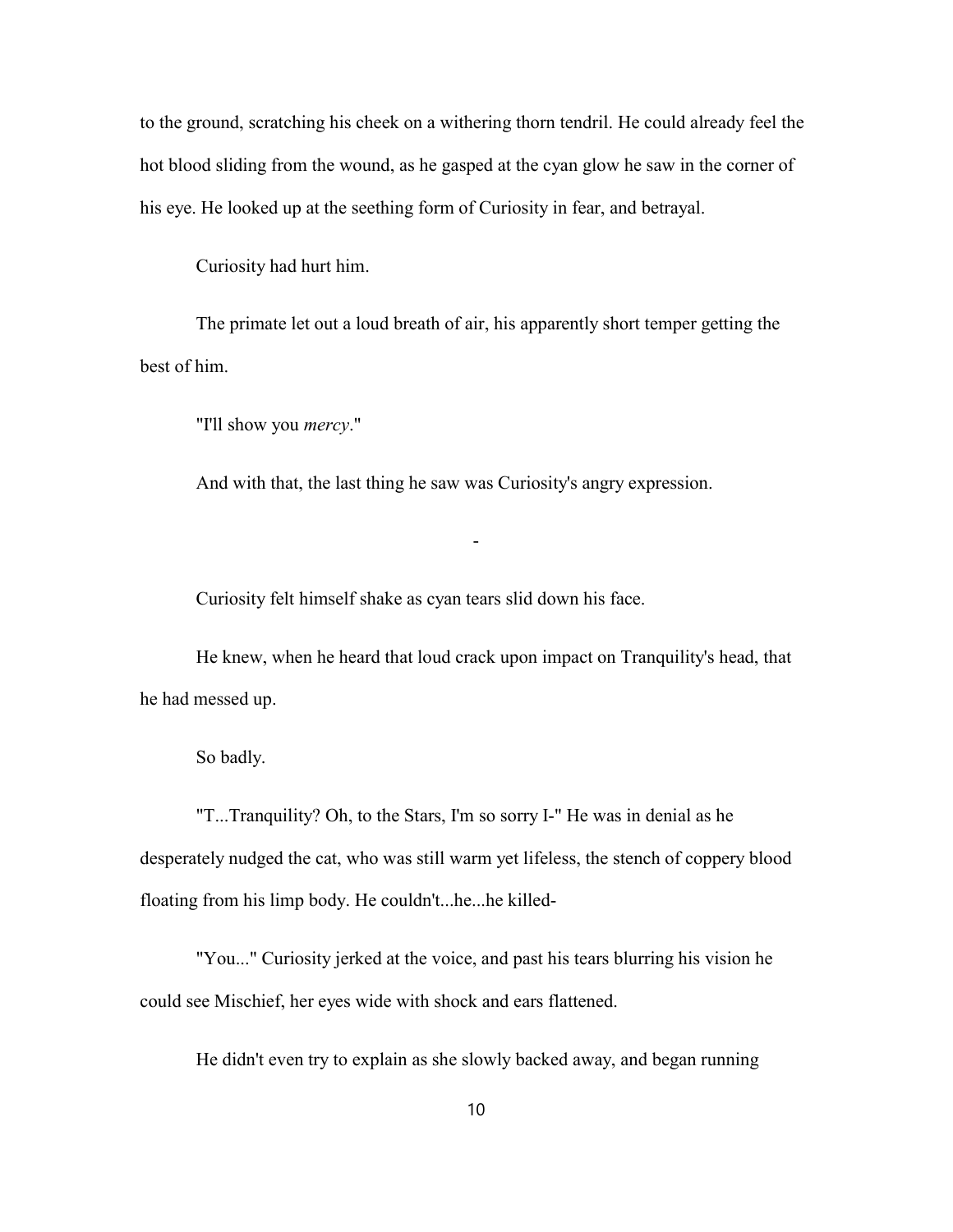to the ground, scratching his cheek on a withering thorn tendril. He could already feel the hot blood sliding from the wound, as he gasped at the cyan glow he saw in the corner of his eye. He looked up at the seething form of Curiosity in fear, and betrayal.

Curiosity had hurt him.

The primate let out a loud breath of air, his apparently short temper getting the best of him.

"I'll show you *mercy*."

And with that, the last thing he saw was Curiosity's angry expression.

-

Curiosity felt himself shake as cyan tears slid down his face.

He knew, when he heard that loud crack upon impact on Tranquility's head, that he had messed up.

So badly.

"T...Tranquility? Oh, to the Stars, I'm so sorry I-" He was in denial as he desperately nudged the cat, who was still warm yet lifeless, the stench of coppery blood floating from his limp body. He couldn't...he...he killed-

"You..." Curiosity jerked at the voice, and past his tears blurring his vision he could see Mischief, her eyes wide with shock and ears flattened.

He didn't even try to explain as she slowly backed away, and began running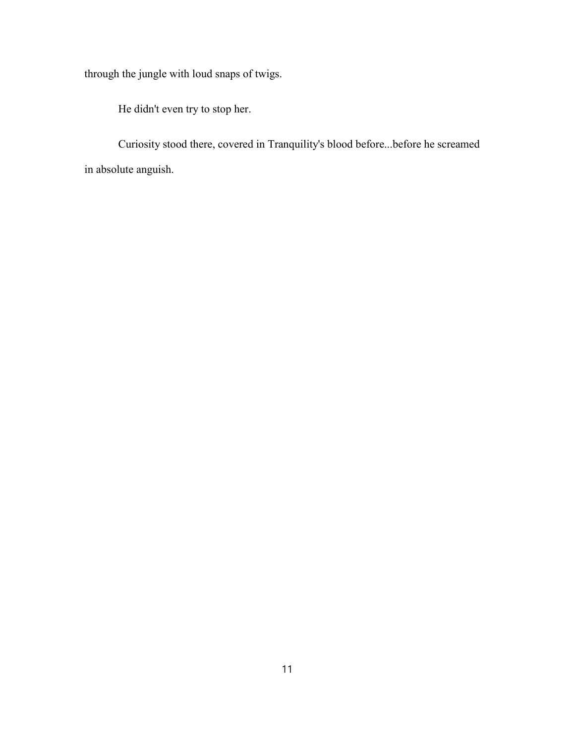through the jungle with loud snaps of twigs.

He didn't even try to stop her.

Curiosity stood there, covered in Tranquility's blood before...before he screamed in absolute anguish.